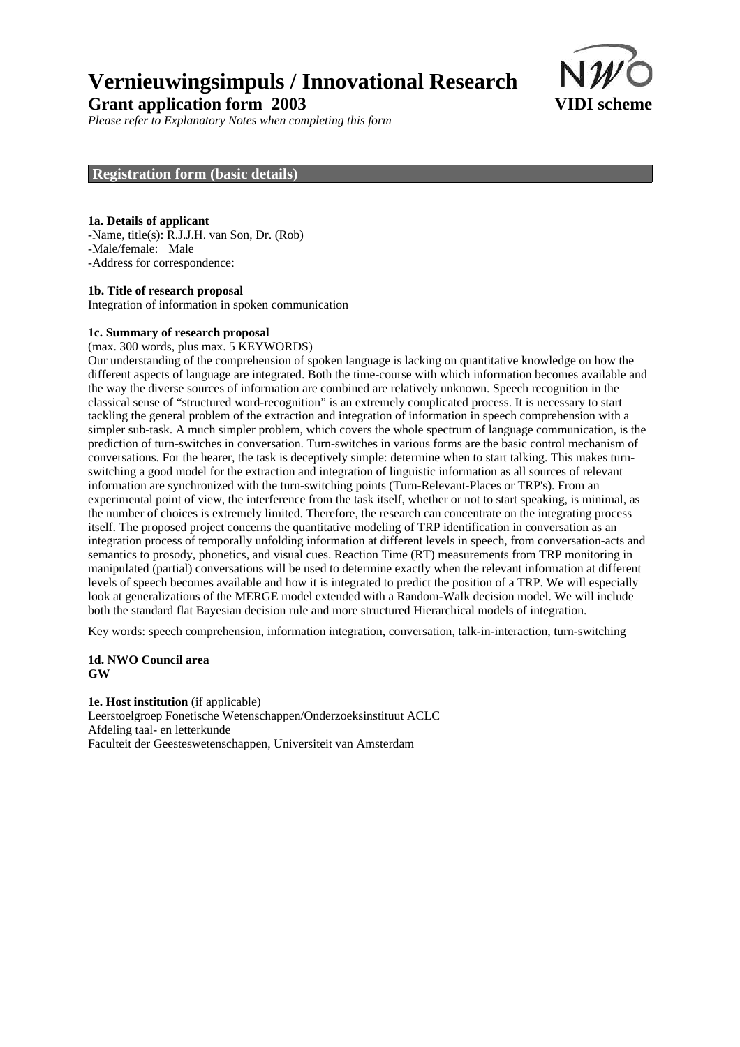# Vernieuwingsimpuls / Innovational Research

**Grant application form 2003** **VIDI scheme**

*Please refer to Explanatory Notes when completing this form*

## Registration form (basic details)

**1a. Details of applicant**

-Name, title(s): R.J.J.H. van Son, Dr. (Rob)
-Male/female: Male
-Address for correspondence:

**1b. Title of research proposal**

Integration of information in spoken communication

**1c. Summary of research proposal**

(max. 300 words, plus max. 5 KEYWORDS)

Our understanding of the comprehension of spoken language is lacking on quantitative knowledge on how the different aspects of language are integrated. Both the time-course with which information becomes available and the way the diverse sources of information are combined are relatively unknown. Speech recognition in the classical sense of "structured word-recognition" is an extremely complicated process. It is necessary to start tackling the general problem of the extraction and integration of information in speech comprehension with a simpler sub-task. A much simpler problem, which covers the whole spectrum of language communication, is the prediction of turn-switches in conversation. Turn-switches in various forms are the basic control mechanism of conversations. For the hearer, the task is deceptively simple: determine when to start talking. This makes turn-switching a good model for the extraction and integration of linguistic information as all sources of relevant information are synchronized with the turn-switching points (Turn-Relevant-Places or TRP's). From an experimental point of view, the interference from the task itself, whether or not to start speaking, is minimal, as the number of choices is extremely limited. Therefore, the research can concentrate on the integrating process itself. The proposed project concerns the quantitative modeling of TRP identification in conversation as an integration process of temporally unfolding information at different levels in speech, from conversation-acts and semantics to prosody, phonetics, and visual cues. Reaction Time (RT) measurements from TRP monitoring in manipulated (partial) conversations will be used to determine exactly when the relevant information at different levels of speech becomes available and how it is integrated to predict the position of a TRP. We will especially look at generalizations of the MERGE model extended with a Random-Walk decision model. We will include both the standard flat Bayesian decision rule and more structured Hierarchical models of integration.

Key words: speech comprehension, information integration, conversation, talk-in-interaction, turn-switching

**1d. NWO Council area**
**GW**

**1e. Host institution** (if applicable)

Leerstoelgroep Fonetische Wetenschappen/Onderzoeksinstituut ACLC
Afdeling taal- en letterkunde
Faculteit der Geesteswetenschappen, Universiteit van Amsterdam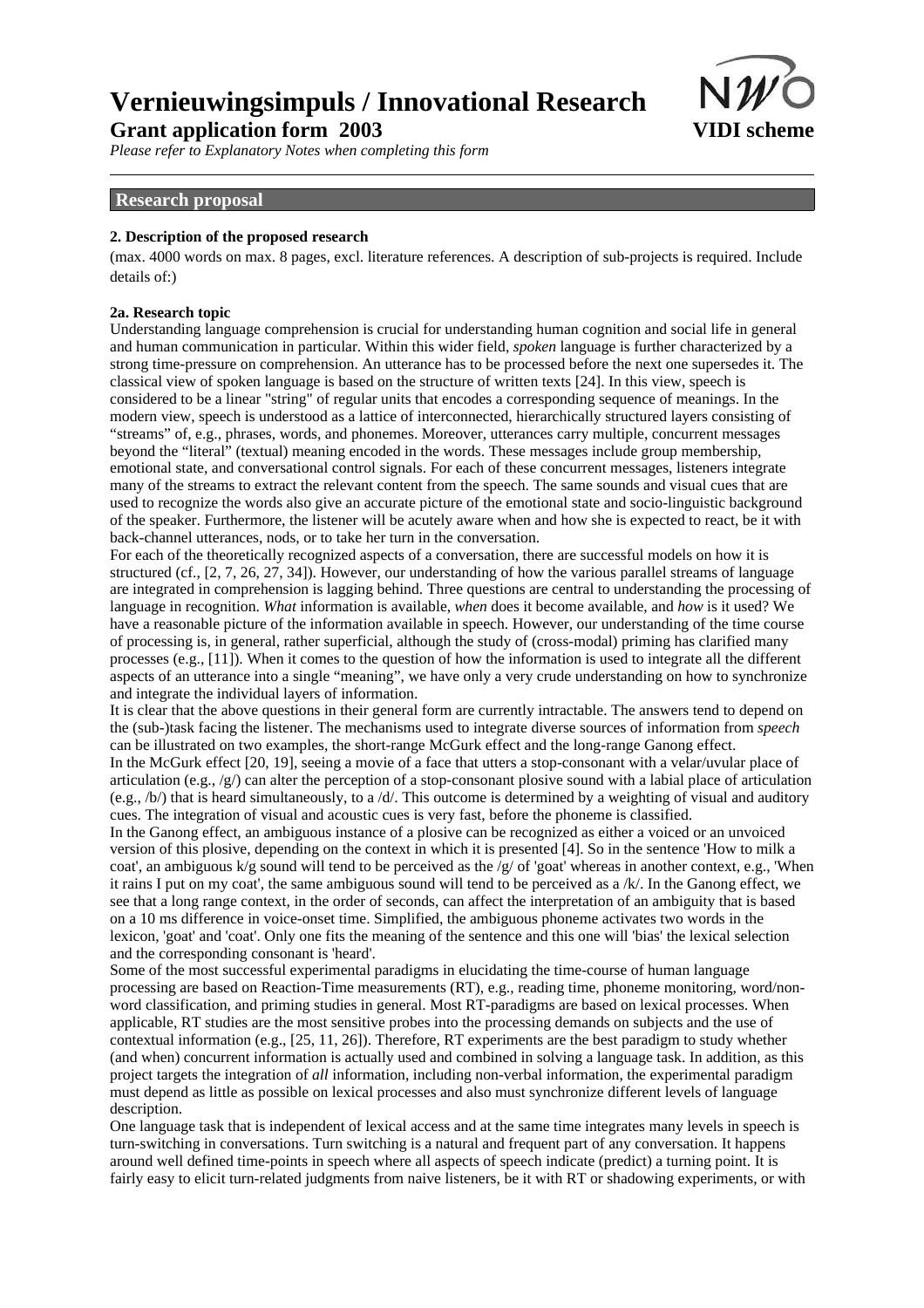# Vernieuwingsimpuls / Innovational Research

**Grant application form 2003** **VIDI scheme**

*Please refer to Explanatory Notes when completing this form*

## Research proposal

### 2. Description of the proposed research

(max. 4000 words on max. 8 pages, excl. literature references. A description of sub-projects is required. Include details of:)

#### 2a. Research topic

Understanding language comprehension is crucial for understanding human cognition and social life in general and human communication in particular. Within this wider field, *spoken* language is further characterized by a strong time-pressure on comprehension. An utterance has to be processed before the next one supersedes it. The classical view of spoken language is based on the structure of written texts [24]. In this view, speech is considered to be a linear "string" of regular units that encodes a corresponding sequence of meanings. In the modern view, speech is understood as a lattice of interconnected, hierarchically structured layers consisting of "streams" of, e.g., phrases, words, and phonemes. Moreover, utterances carry multiple, concurrent messages beyond the "literal" (textual) meaning encoded in the words. These messages include group membership, emotional state, and conversational control signals. For each of these concurrent messages, listeners integrate many of the streams to extract the relevant content from the speech. The same sounds and visual cues that are used to recognize the words also give an accurate picture of the emotional state and socio-linguistic background of the speaker. Furthermore, the listener will be acutely aware when and how she is expected to react, be it with back-channel utterances, nods, or to take her turn in the conversation.

For each of the theoretically recognized aspects of a conversation, there are successful models on how it is structured (cf., [2, 7, 26, 27, 34]). However, our understanding of how the various parallel streams of language are integrated in comprehension is lagging behind. Three questions are central to understanding the processing of language in recognition. *What* information is available, *when* does it become available, and *how* is it used? We have a reasonable picture of the information available in speech. However, our understanding of the time course of processing is, in general, rather superficial, although the study of (cross-modal) priming has clarified many processes (e.g., [11]). When it comes to the question of how the information is used to integrate all the different aspects of an utterance into a single "meaning", we have only a very crude understanding on how to synchronize and integrate the individual layers of information.

It is clear that the above questions in their general form are currently intractable. The answers tend to depend on the (sub-)task facing the listener. The mechanisms used to integrate diverse sources of information from *speech* can be illustrated on two examples, the short-range McGurk effect and the long-range Ganong effect.

In the McGurk effect [20, 19], seeing a movie of a face that utters a stop-consonant with a velar/uvular place of articulation (e.g., /g/) can alter the perception of a stop-consonant plosive sound with a labial place of articulation (e.g., /b/) that is heard simultaneously, to a /d/. This outcome is determined by a weighting of visual and auditory cues. The integration of visual and acoustic cues is very fast, before the phoneme is classified.

In the Ganong effect, an ambiguous instance of a plosive can be recognized as either a voiced or an unvoiced version of this plosive, depending on the context in which it is presented [4]. So in the sentence 'How to milk a coat', an ambiguous k/g sound will tend to be perceived as the /g/ of 'goat' whereas in another context, e.g., 'When it rains I put on my coat', the same ambiguous sound will tend to be perceived as a /k/. In the Ganong effect, we see that a long range context, in the order of seconds, can affect the interpretation of an ambiguity that is based on a 10 ms difference in voice-onset time. Simplified, the ambiguous phoneme activates two words in the lexicon, 'goat' and 'coat'. Only one fits the meaning of the sentence and this one will 'bias' the lexical selection and the corresponding consonant is 'heard'.

Some of the most successful experimental paradigms in elucidating the time-course of human language processing are based on Reaction-Time measurements (RT), e.g., reading time, phoneme monitoring, word/non-word classification, and priming studies in general. Most RT-paradigms are based on lexical processes. When applicable, RT studies are the most sensitive probes into the processing demands on subjects and the use of contextual information (e.g., [25, 11, 26]). Therefore, RT experiments are the best paradigm to study whether (and when) concurrent information is actually used and combined in solving a language task. In addition, as this project targets the integration of *all* information, including non-verbal information, the experimental paradigm must depend as little as possible on lexical processes and also must synchronize different levels of language description.

One language task that is independent of lexical access and at the same time integrates many levels in speech is turn-switching in conversations. Turn switching is a natural and frequent part of any conversation. It happens around well defined time-points in speech where all aspects of speech indicate (predict) a turning point. It is fairly easy to elicit turn-related judgments from naive listeners, be it with RT or shadowing experiments, or with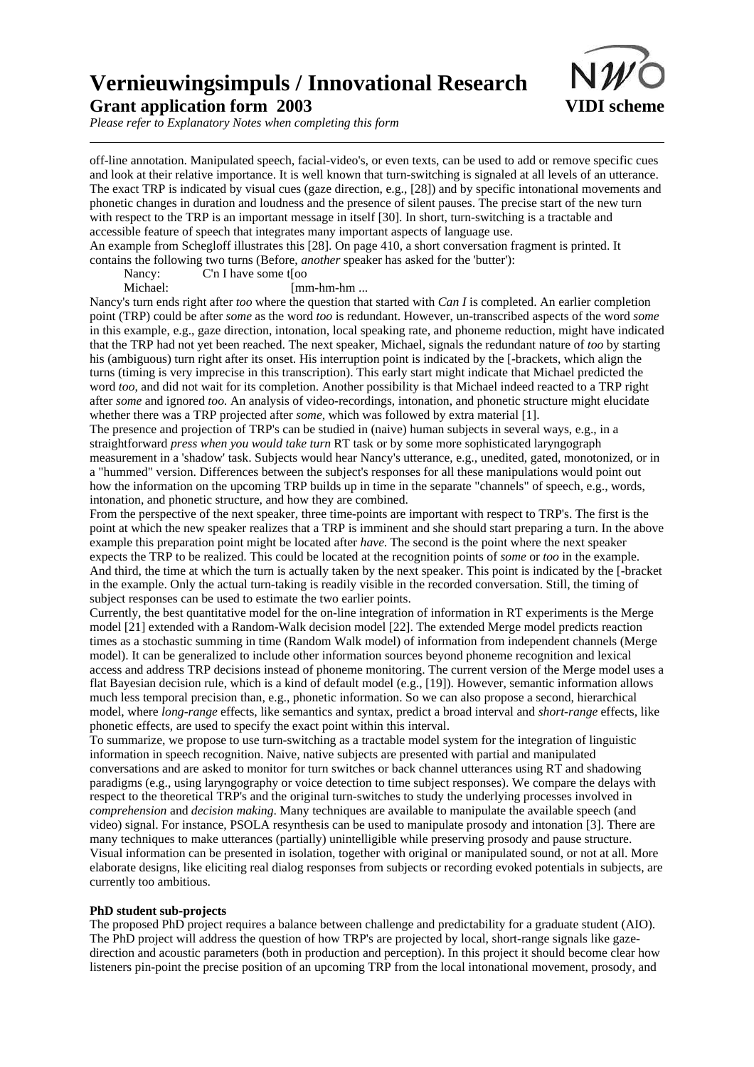off-line annotation. Manipulated speech, facial-video's, or even texts, can be used to add or remove specific cues and look at their relative importance. It is well known that turn-switching is signaled at all levels of an utterance. The exact TRP is indicated by visual cues (gaze direction, e.g., [28]) and by specific intonational movements and phonetic changes in duration and loudness and the presence of silent pauses. The precise start of the new turn with respect to the TRP is an important message in itself [30]. In short, turn-switching is a tractable and accessible feature of speech that integrates many important aspects of language use.

An example from Schegloff illustrates this [28]. On page 410, a short conversation fragment is printed. It contains the following two turns (Before, *another* speaker has asked for the 'butter'):

Nancy: C'n I have some t[oo
Michael: [mm-hm-hm ...

Nancy's turn ends right after *too* where the question that started with *Can I* is completed. An earlier completion point (TRP) could be after *some* as the word *too* is redundant. However, un-transcribed aspects of the word *some* in this example, e.g., gaze direction, intonation, local speaking rate, and phoneme reduction, might have indicated that the TRP had not yet been reached. The next speaker, Michael, signals the redundant nature of *too* by starting his (ambiguous) turn right after its onset. His interruption point is indicated by the [-brackets, which align the turns (timing is very imprecise in this transcription). This early start might indicate that Michael predicted the word *too*, and did not wait for its completion. Another possibility is that Michael indeed reacted to a TRP right after *some* and ignored *too*. An analysis of video-recordings, intonation, and phonetic structure might elucidate whether there was a TRP projected after *some*, which was followed by extra material [1].

The presence and projection of TRP's can be studied in (naive) human subjects in several ways, e.g., in a straightforward *press when you would take turn* RT task or by some more sophisticated laryngograph measurement in a 'shadow' task. Subjects would hear Nancy's utterance, e.g., unedited, gated, monotonized, or in a "hummed" version. Differences between the subject's responses for all these manipulations would point out how the information on the upcoming TRP builds up in time in the separate "channels" of speech, e.g., words, intonation, and phonetic structure, and how they are combined.

From the perspective of the next speaker, three time-points are important with respect to TRP's. The first is the point at which the new speaker realizes that a TRP is imminent and she should start preparing a turn. In the above example this preparation point might be located after *have*. The second is the point where the next speaker expects the TRP to be realized. This could be located at the recognition points of *some* or *too* in the example. And third, the time at which the turn is actually taken by the next speaker. This point is indicated by the [-bracket in the example. Only the actual turn-taking is readily visible in the recorded conversation. Still, the timing of subject responses can be used to estimate the two earlier points.

Currently, the best quantitative model for the on-line integration of information in RT experiments is the Merge model [21] extended with a Random-Walk decision model [22]. The extended Merge model predicts reaction times as a stochastic summing in time (Random Walk model) of information from independent channels (Merge model). It can be generalized to include other information sources beyond phoneme recognition and lexical access and address TRP decisions instead of phoneme monitoring. The current version of the Merge model uses a flat Bayesian decision rule, which is a kind of default model (e.g., [19]). However, semantic information allows much less temporal precision than, e.g., phonetic information. So we can also propose a second, hierarchical model, where *long-range* effects, like semantics and syntax, predict a broad interval and *short-range* effects, like phonetic effects, are used to specify the exact point within this interval.

To summarize, we propose to use turn-switching as a tractable model system for the integration of linguistic information in speech recognition. Naive, native subjects are presented with partial and manipulated conversations and are asked to monitor for turn switches or back channel utterances using RT and shadowing paradigms (e.g., using laryngography or voice detection to time subject responses). We compare the delays with respect to the theoretical TRP's and the original turn-switches to study the underlying processes involved in *comprehension* and *decision making*. Many techniques are available to manipulate the available speech (and video) signal. For instance, PSOLA resynthesis can be used to manipulate prosody and intonation [3]. There are many techniques to make utterances (partially) unintelligible while preserving prosody and pause structure. Visual information can be presented in isolation, together with original or manipulated sound, or not at all. More elaborate designs, like eliciting real dialog responses from subjects or recording evoked potentials in subjects, are currently too ambitious.

**PhD student sub-projects**

The proposed PhD project requires a balance between challenge and predictability for a graduate student (AIO). The PhD project will address the question of how TRP's are projected by local, short-range signals like gaze-direction and acoustic parameters (both in production and perception). In this project it should become clear how listeners pin-point the precise position of an upcoming TRP from the local intonational movement, prosody, and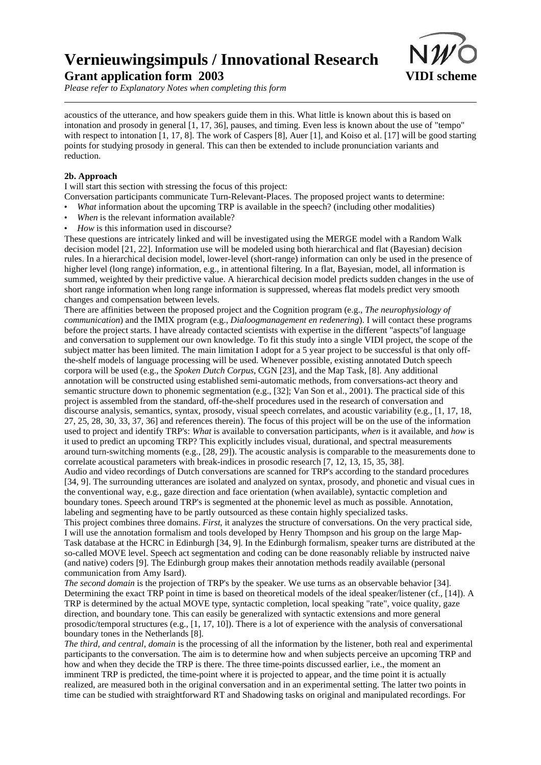acoustics of the utterance, and how speakers guide them in this. What little is known about this is based on intonation and prosody in general [1, 17, 36], pauses, and timing. Even less is known about the use of "tempo" with respect to intonation [1, 17, 8]. The work of Caspers [8], Auer [1], and Koiso et al. [17] will be good starting points for studying prosody in general. This can then be extended to include pronunciation variants and reduction.

**2b. Approach**

I will start this section with stressing the focus of this project:

Conversation participants communicate Turn-Relevant-Places. The proposed project wants to determine:

- *What* information about the upcoming TRP is available in the speech? (including other modalities)
- *When* is the relevant information available?
- *How* is this information used in discourse?

These questions are intricately linked and will be investigated using the MERGE model with a Random Walk decision model [21, 22]. Information use will be modeled using both hierarchical and flat (Bayesian) decision rules. In a hierarchical decision model, lower-level (short-range) information can only be used in the presence of higher level (long range) information, e.g., in attentional filtering. In a flat, Bayesian, model, all information is summed, weighted by their predictive value. A hierarchical decision model predicts sudden changes in the use of short range information when long range information is suppressed, whereas flat models predict very smooth changes and compensation between levels.

There are affinities between the proposed project and the Cognition program (e.g., *The neurophysiology of communication*) and the IMIX program (e.g., *Dialoogmanagement en redenering*). I will contact these programs before the project starts. I have already contacted scientists with expertise in the different "aspects"of language and conversation to supplement our own knowledge. To fit this study into a single VIDI project, the scope of the subject matter has been limited. The main limitation I adopt for a 5 year project to be successful is that only off-the-shelf models of language processing will be used. Whenever possible, existing annotated Dutch speech corpora will be used (e.g., the *Spoken Dutch Corpus*, CGN [23], and the Map Task, [8]. Any additional annotation will be constructed using established semi-automatic methods, from conversations-act theory and semantic structure down to phonemic segmentation (e.g., [32]; Van Son et al., 2001). The practical side of this project is assembled from the standard, off-the-shelf procedures used in the research of conversation and discourse analysis, semantics, syntax, prosody, visual speech correlates, and acoustic variability (e.g., [1, 17, 18, 27, 25, 28, 30, 33, 37, 36] and references therein). The focus of this project will be on the use of the information used to project and identify TRP's: *What* is available to conversation participants, *when* is it available, and *how* is it used to predict an upcoming TRP? This explicitly includes visual, durational, and spectral measurements around turn-switching moments (e.g., [28, 29]). The acoustic analysis is comparable to the measurements done to correlate acoustical parameters with break-indices in prosodic research [7, 12, 13, 15, 35, 38].

Audio and video recordings of Dutch conversations are scanned for TRP's according to the standard procedures [34, 9]. The surrounding utterances are isolated and analyzed on syntax, prosody, and phonetic and visual cues in the conventional way, e.g., gaze direction and face orientation (when available), syntactic completion and boundary tones. Speech around TRP's is segmented at the phonemic level as much as possible. Annotation, labeling and segmenting have to be partly outsourced as these contain highly specialized tasks.

This project combines three domains. *First*, it analyzes the structure of conversations. On the very practical side, I will use the annotation formalism and tools developed by Henry Thompson and his group on the large Map-Task database at the HCRC in Edinburgh [34, 9]. In the Edinburgh formalism, speaker turns are distributed at the so-called MOVE level. Speech act segmentation and coding can be done reasonably reliable by instructed naive (and native) coders [9]. The Edinburgh group makes their annotation methods readily available (personal communication from Amy Isard).

*The second domain* is the projection of TRP's by the speaker. We use turns as an observable behavior [34]. Determining the exact TRP point in time is based on theoretical models of the ideal speaker/listener (cf., [14]). A TRP is determined by the actual MOVE type, syntactic completion, local speaking "rate", voice quality, gaze direction, and boundary tone. This can easily be generalized with syntactic extensions and more general prosodic/temporal structures (e.g., [1, 17, 10]). There is a lot of experience with the analysis of conversational boundary tones in the Netherlands [8].

*The third, and central, domain* is the processing of all the information by the listener, both real and experimental participants to the conversation. The aim is to determine how and when subjects perceive an upcoming TRP and how and when they decide the TRP is there. The three time-points discussed earlier, i.e., the moment an imminent TRP is predicted, the time-point where it is projected to appear, and the time point it is actually realized, are measured both in the original conversation and in an experimental setting. The latter two points in time can be studied with straightforward RT and Shadowing tasks on original and manipulated recordings. For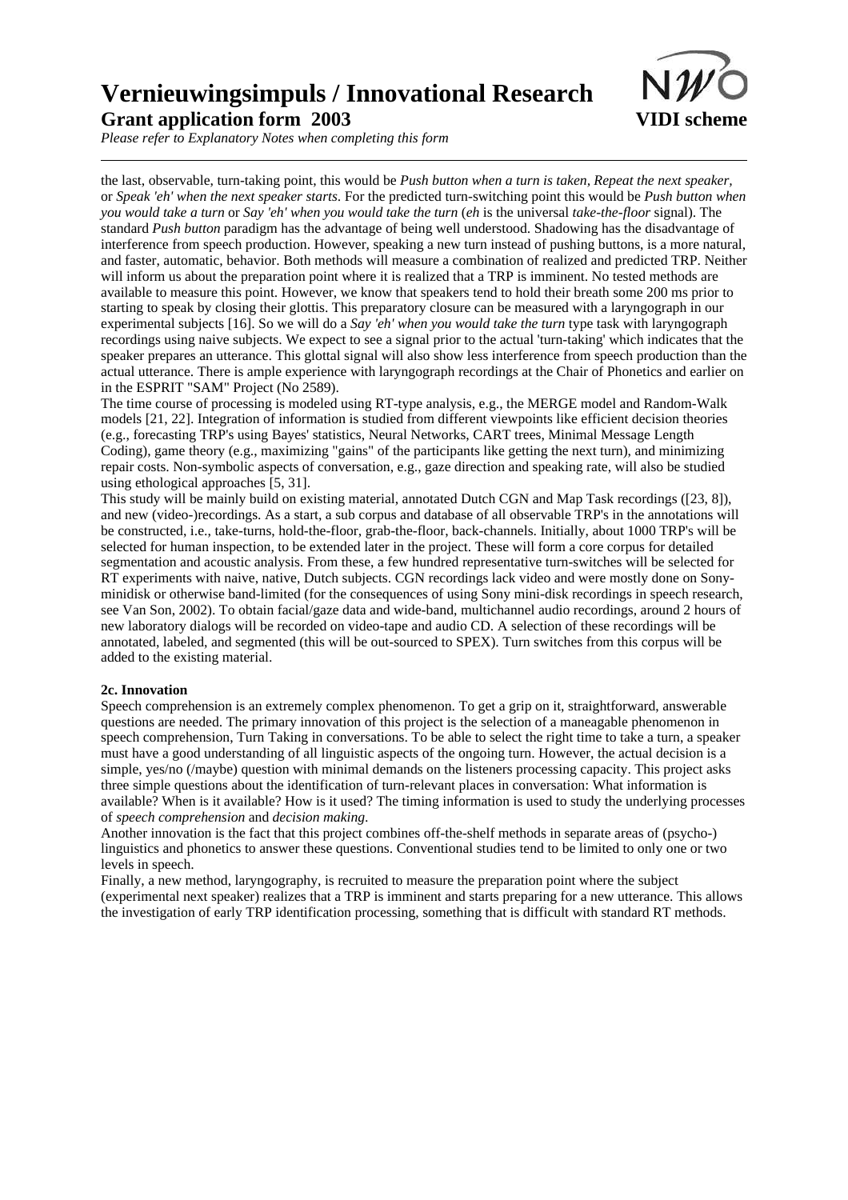the last, observable, turn-taking point, this would be *Push button when a turn is taken*, *Repeat the next speaker*, or *Speak 'eh' when the next speaker starts*. For the predicted turn-switching point this would be *Push button when you would take a turn* or *Say 'eh' when you would take the turn* (*eh* is the universal *take-the-floor* signal). The standard *Push button* paradigm has the advantage of being well understood. Shadowing has the disadvantage of interference from speech production. However, speaking a new turn instead of pushing buttons, is a more natural, and faster, automatic, behavior. Both methods will measure a combination of realized and predicted TRP. Neither will inform us about the preparation point where it is realized that a TRP is imminent. No tested methods are available to measure this point. However, we know that speakers tend to hold their breath some 200 ms prior to starting to speak by closing their glottis. This preparatory closure can be measured with a laryngograph in our experimental subjects [16]. So we will do a *Say 'eh' when you would take the turn* type task with laryngograph recordings using naive subjects. We expect to see a signal prior to the actual 'turn-taking' which indicates that the speaker prepares an utterance. This glottal signal will also show less interference from speech production than the actual utterance. There is ample experience with laryngograph recordings at the Chair of Phonetics and earlier on in the ESPRIT "SAM" Project (No 2589).

The time course of processing is modeled using RT-type analysis, e.g., the MERGE model and Random-Walk models [21, 22]. Integration of information is studied from different viewpoints like efficient decision theories (e.g., forecasting TRP's using Bayes' statistics, Neural Networks, CART trees, Minimal Message Length Coding), game theory (e.g., maximizing "gains" of the participants like getting the next turn), and minimizing repair costs. Non-symbolic aspects of conversation, e.g., gaze direction and speaking rate, will also be studied using ethological approaches [5, 31].

This study will be mainly build on existing material, annotated Dutch CGN and Map Task recordings ([23, 8]), and new (video-)recordings. As a start, a sub corpus and database of all observable TRP's in the annotations will be constructed, i.e., take-turns, hold-the-floor, grab-the-floor, back-channels. Initially, about 1000 TRP's will be selected for human inspection, to be extended later in the project. These will form a core corpus for detailed segmentation and acoustic analysis. From these, a few hundred representative turn-switches will be selected for RT experiments with naive, native, Dutch subjects. CGN recordings lack video and were mostly done on Sony-minidisk or otherwise band-limited (for the consequences of using Sony mini-disk recordings in speech research, see Van Son, 2002). To obtain facial/gaze data and wide-band, multichannel audio recordings, around 2 hours of new laboratory dialogs will be recorded on video-tape and audio CD. A selection of these recordings will be annotated, labeled, and segmented (this will be out-sourced to SPEX). Turn switches from this corpus will be added to the existing material.

**2c. Innovation**

Speech comprehension is an extremely complex phenomenon. To get a grip on it, straightforward, answerable questions are needed. The primary innovation of this project is the selection of a maneagable phenomenon in speech comprehension, Turn Taking in conversations. To be able to select the right time to take a turn, a speaker must have a good understanding of all linguistic aspects of the ongoing turn. However, the actual decision is a simple, yes/no (/maybe) question with minimal demands on the listeners processing capacity. This project asks three simple questions about the identification of turn-relevant places in conversation: What information is available? When is it available? How is it used? The timing information is used to study the underlying processes of *speech comprehension* and *decision making*.

Another innovation is the fact that this project combines off-the-shelf methods in separate areas of (psycho-) linguistics and phonetics to answer these questions. Conventional studies tend to be limited to only one or two levels in speech.

Finally, a new method, laryngography, is recruited to measure the preparation point where the subject (experimental next speaker) realizes that a TRP is imminent and starts preparing for a new utterance. This allows the investigation of early TRP identification processing, something that is difficult with standard RT methods.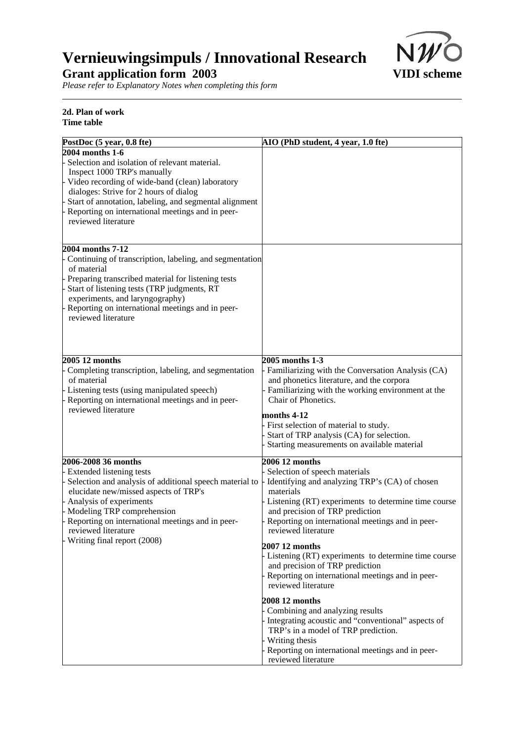# Vernieuwingsimpuls / Innovational Research

## Grant application form 2003

**VIDI scheme**

*Please refer to Explanatory Notes when completing this form*

**2d. Plan of work**
**Time table**

| PostDoc (5 year, 0.8 fte) | AIO (PhD student, 4 year, 1.0 fte) |
|---|---|
| **2004 months 1-6**<br>- Selection and isolation of relevant material. Inspect 1000 TRP's manually<br>- Video recording of wide-band (clean) laboratory dialoges: Strive for 2 hours of dialog<br>- Start of annotation, labeling, and segmental alignment<br>- Reporting on international meetings and in peer-reviewed literature | |
| **2004 months 7-12**<br>- Continuing of transcription, labeling, and segmentation of material<br>- Preparing transcribed material for listening tests<br>- Start of listening tests (TRP judgments, RT experiments, and laryngography)<br>- Reporting on international meetings and in peer-reviewed literature | |
| **2005 12 months**<br>- Completing transcription, labeling, and segmentation of material<br>- Listening tests (using manipulated speech)<br>- Reporting on international meetings and in peer-reviewed literature | **2005 months 1-3**<br>- Familiarizing with the Conversation Analysis (CA) and phonetics literature, and the corpora<br>- Familiarizing with the working environment at the Chair of Phonetics.<br>**months 4-12**<br>- First selection of material to study.<br>- Start of TRP analysis (CA) for selection.<br>- Starting measurements on available material |
| **2006-2008 36 months**<br>- Extended listening tests<br>- Selection and analysis of additional speech material to elucidate new/missed aspects of TRP's<br>- Analysis of experiments<br>- Modeling TRP comprehension<br>- Reporting on international meetings and in peer-reviewed literature<br>- Writing final report (2008) | **2006 12 months**<br>- Selection of speech materials<br>- Identifying and analyzing TRP's (CA) of chosen materials<br>- Listening (RT) experiments to determine time course and precision of TRP prediction<br>- Reporting on international meetings and in peer-reviewed literature<br>**2007 12 months**<br>- Listening (RT) experiments to determine time course and precision of TRP prediction<br>- Reporting on international meetings and in peer-reviewed literature<br>**2008 12 months**<br>- Combining and analyzing results<br>- Integrating acoustic and "conventional" aspects of TRP's in a model of TRP prediction.<br>- Writing thesis<br>- Reporting on international meetings and in peer-reviewed literature |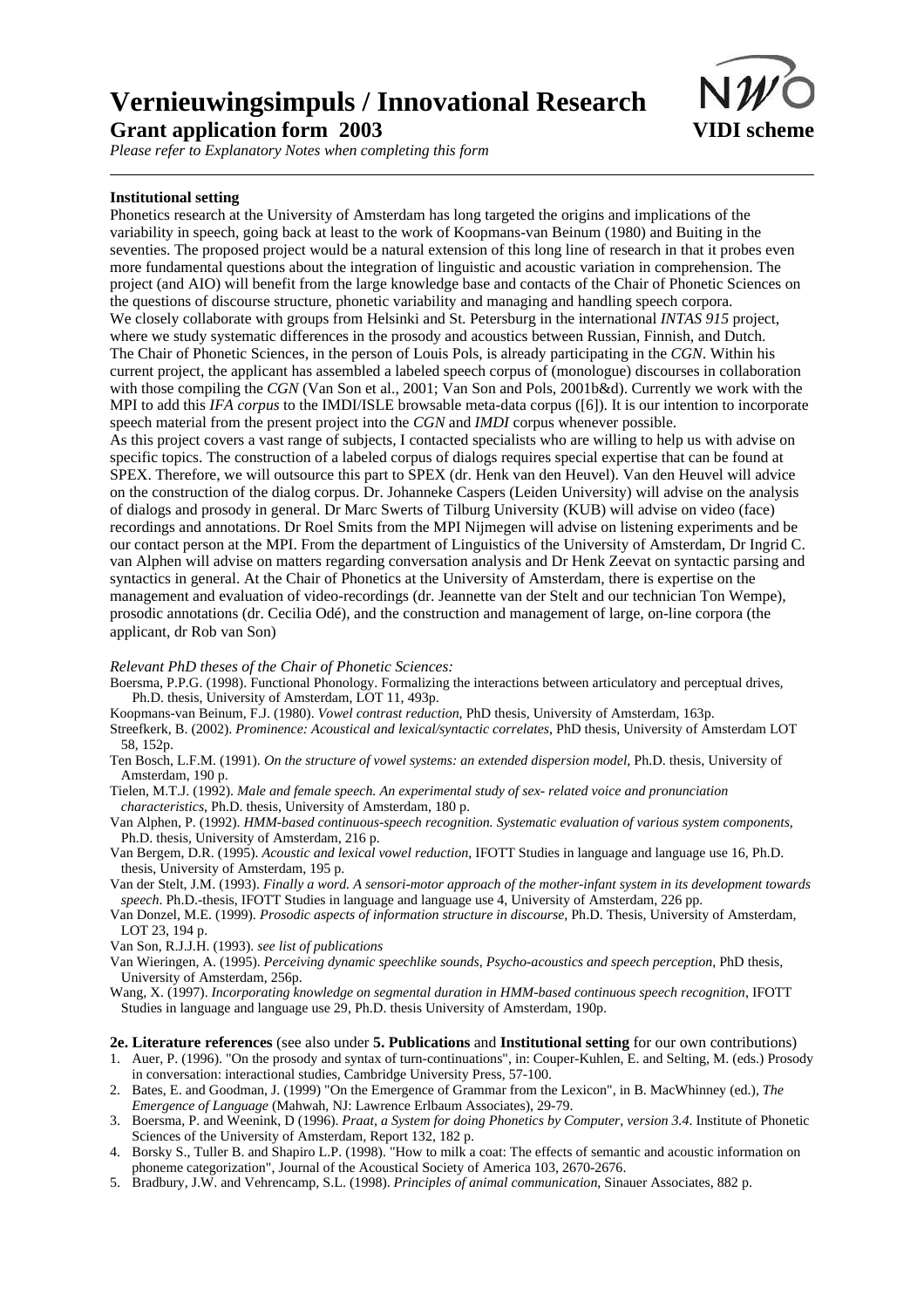# Vernieuwingsimpuls / Innovational Research

**Grant application form 2003** **VIDI scheme**

*Please refer to Explanatory Notes when completing this form*

---

**Institutional setting**

Phonetics research at the University of Amsterdam has long targeted the origins and implications of the variability in speech, going back at least to the work of Koopmans-van Beinum (1980) and Buiting in the seventies. The proposed project would be a natural extension of this long line of research in that it probes even more fundamental questions about the integration of linguistic and acoustic variation in comprehension. The project (and AIO) will benefit from the large knowledge base and contacts of the Chair of Phonetic Sciences on the questions of discourse structure, phonetic variability and managing and handling speech corpora.
We closely collaborate with groups from Helsinki and St. Petersburg in the international *INTAS 915* project, where we study systematic differences in the prosody and acoustics between Russian, Finnish, and Dutch. The Chair of Phonetic Sciences, in the person of Louis Pols, is already participating in the *CGN*. Within his current project, the applicant has assembled a labeled speech corpus of (monologue) discourses in collaboration with those compiling the *CGN* (Van Son et al., 2001; Van Son and Pols, 2001b&d). Currently we work with the MPI to add this *IFA corpus* to the IMDI/ISLE browsable meta-data corpus ([6]). It is our intention to incorporate speech material from the present project into the *CGN* and *IMDI* corpus whenever possible.
As this project covers a vast range of subjects, I contacted specialists who are willing to help us with advise on specific topics. The construction of a labeled corpus of dialogs requires special expertise that can be found at SPEX. Therefore, we will outsource this part to SPEX (dr. Henk van den Heuvel). Van den Heuvel will advice on the construction of the dialog corpus. Dr. Johanneke Caspers (Leiden University) will advise on the analysis of dialogs and prosody in general. Dr Marc Swerts of Tilburg University (KUB) will advise on video (face) recordings and annotations. Dr Roel Smits from the MPI Nijmegen will advise on listening experiments and be our contact person at the MPI. From the department of Linguistics of the University of Amsterdam, Dr Ingrid C. van Alphen will advise on matters regarding conversation analysis and Dr Henk Zeevat on syntactic parsing and syntactics in general. At the Chair of Phonetics at the University of Amsterdam, there is expertise on the management and evaluation of video-recordings (dr. Jeannette van der Stelt and our technician Ton Wempe), prosodic annotations (dr. Cecilia Odé), and the construction and management of large, on-line corpora (the applicant, dr Rob van Son)

*Relevant PhD theses of the Chair of Phonetic Sciences:*

Boersma, P.P.G. (1998). Functional Phonology. Formalizing the interactions between articulatory and perceptual drives, Ph.D. thesis, University of Amsterdam, LOT 11, 493p.

Koopmans-van Beinum, F.J. (1980). *Vowel contrast reduction*, PhD thesis, University of Amsterdam, 163p.

Streefkerk, B. (2002). *Prominence: Acoustical and lexical/syntactic correlates*, PhD thesis, University of Amsterdam LOT 58, 152p.

Ten Bosch, L.F.M. (1991). *On the structure of vowel systems: an extended dispersion model*, Ph.D. thesis, University of Amsterdam, 190 p.

Tielen, M.T.J. (1992). *Male and female speech. An experimental study of sex- related voice and pronunciation characteristics*, Ph.D. thesis, University of Amsterdam, 180 p.

Van Alphen, P. (1992). *HMM-based continuous-speech recognition. Systematic evaluation of various system components*, Ph.D. thesis, University of Amsterdam, 216 p.

Van Bergem, D.R. (1995). *Acoustic and lexical vowel reduction*, IFOTT Studies in language and language use 16, Ph.D. thesis, University of Amsterdam, 195 p.

Van der Stelt, J.M. (1993). *Finally a word. A sensori-motor approach of the mother-infant system in its development towards speech*. Ph.D.-thesis, IFOTT Studies in language and language use 4, University of Amsterdam, 226 pp.

Van Donzel, M.E. (1999). *Prosodic aspects of information structure in discourse*, Ph.D. Thesis, University of Amsterdam, LOT 23, 194 p.

Van Son, R.J.J.H. (1993). *see list of publications*

Van Wieringen, A. (1995). *Perceiving dynamic speechlike sounds, Psycho-acoustics and speech perception*, PhD thesis, University of Amsterdam, 256p.

Wang, X. (1997). *Incorporating knowledge on segmental duration in HMM-based continuous speech recognition*, IFOTT Studies in language and language use 29, Ph.D. thesis University of Amsterdam, 190p.

**2e. Literature references** (see also under **5. Publications** and **Institutional setting** for our own contributions)

1. Auer, P. (1996). "On the prosody and syntax of turn-continuations", in: Couper-Kuhlen, E. and Selting, M. (eds.) Prosody in conversation: interactional studies, Cambridge University Press, 57-100.
2. Bates, E. and Goodman, J. (1999) "On the Emergence of Grammar from the Lexicon", in B. MacWhinney (ed.), *The Emergence of Language* (Mahwah, NJ: Lawrence Erlbaum Associates), 29-79.
3. Boersma, P. and Weenink, D (1996). *Praat, a System for doing Phonetics by Computer, version 3.4*. Institute of Phonetic Sciences of the University of Amsterdam, Report 132, 182 p.
4. Borsky S., Tuller B. and Shapiro L.P. (1998). "How to milk a coat: The effects of semantic and acoustic information on phoneme categorization", Journal of the Acoustical Society of America 103, 2670-2676.
5. Bradbury, J.W. and Vehrencamp, S.L. (1998). *Principles of animal communication*, Sinauer Associates, 882 p.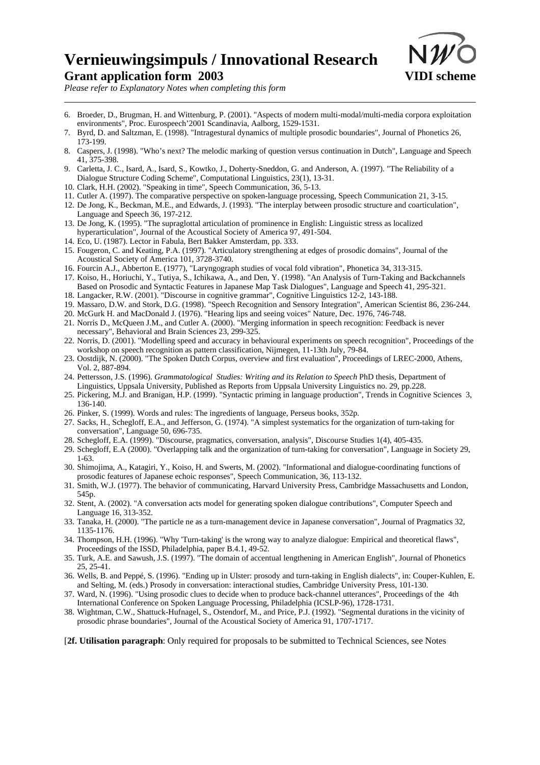6. Broeder, D., Brugman, H. and Wittenburg, P. (2001). "Aspects of modern multi-modal/multi-media corpora exploitation environments", Proc. Eurospeech'2001 Scandinavia, Aalborg, 1529-1531.
7. Byrd, D. and Saltzman, E. (1998). "Intragestural dynamics of multiple prosodic boundaries", Journal of Phonetics 26, 173-199.
8. Caspers, J. (1998). "Who's next? The melodic marking of question versus continuation in Dutch", Language and Speech 41, 375-398.
9. Carletta, J. C., Isard, A., Isard, S., Kowtko, J., Doherty-Sneddon, G. and Anderson, A. (1997). "The Reliability of a Dialogue Structure Coding Scheme", Computational Linguistics, 23(1), 13-31.
10. Clark, H.H. (2002). "Speaking in time", Speech Communication, 36, 5-13.
11. Cutler A. (1997). The comparative perspective on spoken-language processing, Speech Communication 21, 3-15.
12. De Jong, K., Beckman, M.E., and Edwards, J. (1993). "The interplay between prosodic structure and coarticulation", Language and Speech 36, 197-212.
13. De Jong, K. (1995). "The supraglottal articulation of prominence in English: Linguistic stress as localized hyperarticulation", Journal of the Acoustical Society of America 97, 491-504.
14. Eco, U. (1987). Lector in Fabula, Bert Bakker Amsterdam, pp. 333.
15. Fougeron, C. and Keating, P.A. (1997). "Articulatory strengthening at edges of prosodic domains", Journal of the Acoustical Society of America 101, 3728-3740.
16. Fourcin A.J., Abberton E. (1977), "Laryngograph studies of vocal fold vibration", Phonetica 34, 313-315.
17. Koiso, H., Horiuchi, Y., Tutiya, S., Ichikawa, A., and Den, Y. (1998). "An Analysis of Turn-Taking and Backchannels Based on Prosodic and Syntactic Features in Japanese Map Task Dialogues", Language and Speech 41, 295-321.
18. Langacker, R.W. (2001). "Discourse in cognitive grammar", Cognitive Linguistics 12-2, 143-188.
19. Massaro, D.W. and Stork, D.G. (1998). "Speech Recognition and Sensory Integration", American Scientist 86, 236-244.
20. McGurk H. and MacDonald J. (1976). "Hearing lips and seeing voices" Nature, Dec. 1976, 746-748.
21. Norris D., McQueen J.M., and Cutler A. (2000). "Merging information in speech recognition: Feedback is never necessary", Behavioral and Brain Sciences 23, 299-325.
22. Norris, D. (2001). "Modelling speed and accuracy in behavioural experiments on speech recognition", Proceedings of the workshop on speech recognition as pattern classification, Nijmegen, 11-13th July, 79-84.
23. Oostdijk, N. (2000). "The Spoken Dutch Corpus, overview and first evaluation", Proceedings of LREC-2000, Athens, Vol. 2, 887-894.
24. Pettersson, J.S. (1996). *Grammatological Studies: Writing and its Relation to Speech* PhD thesis, Department of Linguistics, Uppsala University, Published as Reports from Uppsala University Linguistics no. 29, pp.228.
25. Pickering, M.J. and Branigan, H.P. (1999). "Syntactic priming in language production", Trends in Cognitive Sciences 3, 136-140.
26. Pinker, S. (1999). Words and rules: The ingredients of language, Perseus books, 352p.
27. Sacks, H., Schegloff, E.A., and Jefferson, G. (1974). "A simplest systematics for the organization of turn-taking for conversation", Language 50, 696-735.
28. Schegloff, E.A. (1999). "Discourse, pragmatics, conversation, analysis", Discourse Studies 1(4), 405-435.
29. Schegloff, E.A (2000). "Overlapping talk and the organization of turn-taking for conversation", Language in Society 29, 1-63.
30. Shimojima, A., Katagiri, Y., Koiso, H. and Swerts, M. (2002). "Informational and dialogue-coordinating functions of prosodic features of Japanese echoic responses", Speech Communication, 36, 113-132.
31. Smith, W.J. (1977). The behavior of communicating, Harvard University Press, Cambridge Massachusetts and London, 545p.
32. Stent, A. (2002). "A conversation acts model for generating spoken dialogue contributions", Computer Speech and Language 16, 313-352.
33. Tanaka, H. (2000). "The particle ne as a turn-management device in Japanese conversation", Journal of Pragmatics 32, 1135-1176.
34. Thompson, H.H. (1996). "Why 'Turn-taking' is the wrong way to analyze dialogue: Empirical and theoretical flaws", Proceedings of the ISSD, Philadelphia, paper B.4.1, 49-52.
35. Turk, A.E. and Sawush, J.S. (1997). "The domain of accentual lengthening in American English", Journal of Phonetics 25, 25-41.
36. Wells, B. and Peppé, S. (1996). "Ending up in Ulster: prosody and turn-taking in English dialects", in: Couper-Kuhlen, E. and Selting, M. (eds.) Prosody in conversation: interactional studies, Cambridge University Press, 101-130.
37. Ward, N. (1996). "Using prosodic clues to decide when to produce back-channel utterances", Proceedings of the 4th International Conference on Spoken Language Processing, Philadelphia (ICSLP-96), 1728-1731.
38. Wightman, C.W., Shattuck-Hufnagel, S., Ostendorf, M., and Price, P.J. (1992). "Segmental durations in the vicinity of prosodic phrase boundaries", Journal of the Acoustical Society of America 91, 1707-1717.

[**2f. Utilisation paragraph**: Only required for proposals to be submitted to Technical Sciences, see Notes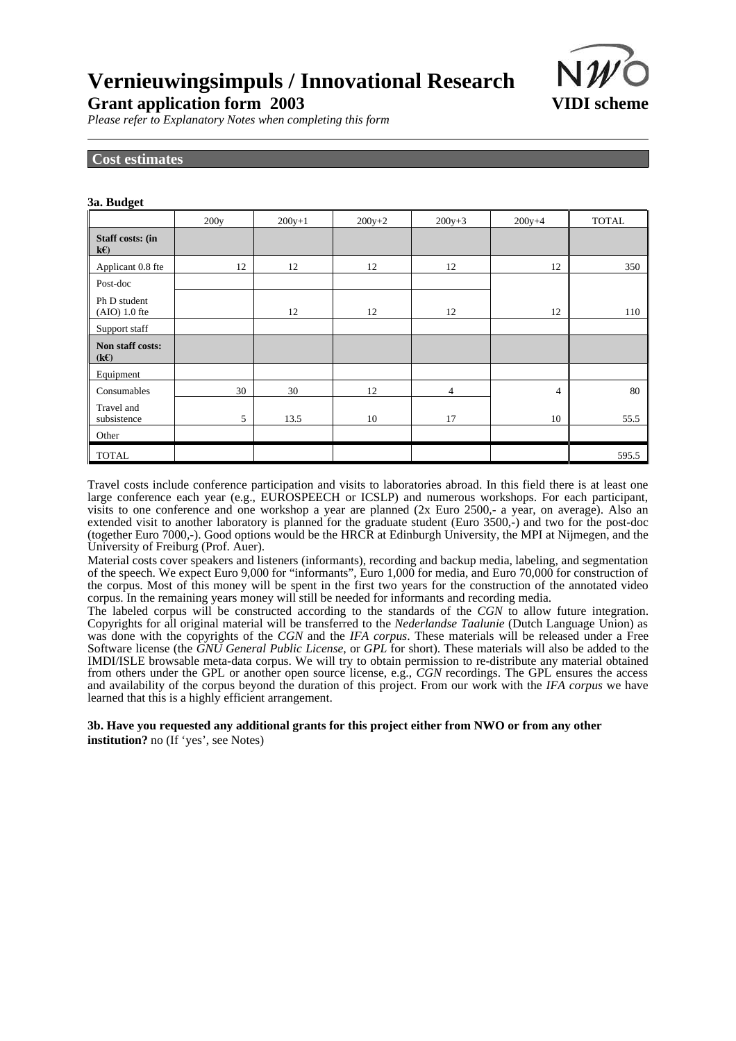# Vernieuwingsimpuls / Innovational Research

**Grant application form 2003** **VIDI scheme**

*Please refer to Explanatory Notes when completing this form*

## Cost estimates

### 3a. Budget

| | 200y | 200y+1 | 200y+2 | 200y+3 | 200y+4 | TOTAL |
|---|---|---|---|---|---|---|
| **Staff costs: (in k€)** | | | | | | |
| Applicant 0.8 fte | 12 | 12 | 12 | 12 | 12 | 350 |
| Post-doc | | | | | | |
| Ph D student (AIO) 1.0 fte | | 12 | 12 | 12 | 12 | 110 |
| Support staff | | | | | | |
| **Non staff costs: (k€)** | | | | | | |
| Equipment | | | | | | |
| Consumables | 30 | 30 | 12 | 4 | 4 | 80 |
| Travel and subsistence | 5 | 13.5 | 10 | 17 | 10 | 55.5 |
| Other | | | | | | |
| TOTAL | | | | | | 595.5 |

Travel costs include conference participation and visits to laboratories abroad. In this field there is at least one large conference each year (e.g., EUROSPEECH or ICSLP) and numerous workshops. For each participant, visits to one conference and one workshop a year are planned (2x Euro 2500,- a year, on average). Also an extended visit to another laboratory is planned for the graduate student (Euro 3500,-) and two for the post-doc (together Euro 7000,-). Good options would be the HRCR at Edinburgh University, the MPI at Nijmegen, and the University of Freiburg (Prof. Auer).

Material costs cover speakers and listeners (informants), recording and backup media, labeling, and segmentation of the speech. We expect Euro 9,000 for "informants", Euro 1,000 for media, and Euro 70,000 for construction of the corpus. Most of this money will be spent in the first two years for the construction of the annotated video corpus. In the remaining years money will still be needed for informants and recording media.

The labeled corpus will be constructed according to the standards of the *CGN* to allow future integration. Copyrights for all original material will be transferred to the *Nederlandse Taalunie* (Dutch Language Union) as was done with the copyrights of the *CGN* and the *IFA corpus*. These materials will be released under a Free Software license (the *GNU General Public License*, or *GPL* for short). These materials will also be added to the IMDI/ISLE browsable meta-data corpus. We will try to obtain permission to re-distribute any material obtained from others under the GPL or another open source license, e.g., *CGN* recordings. The GPL ensures the access and availability of the corpus beyond the duration of this project. From our work with the *IFA corpus* we have learned that this is a highly efficient arrangement.

**3b. Have you requested any additional grants for this project either from NWO or from any other institution?** no (If 'yes', see Notes)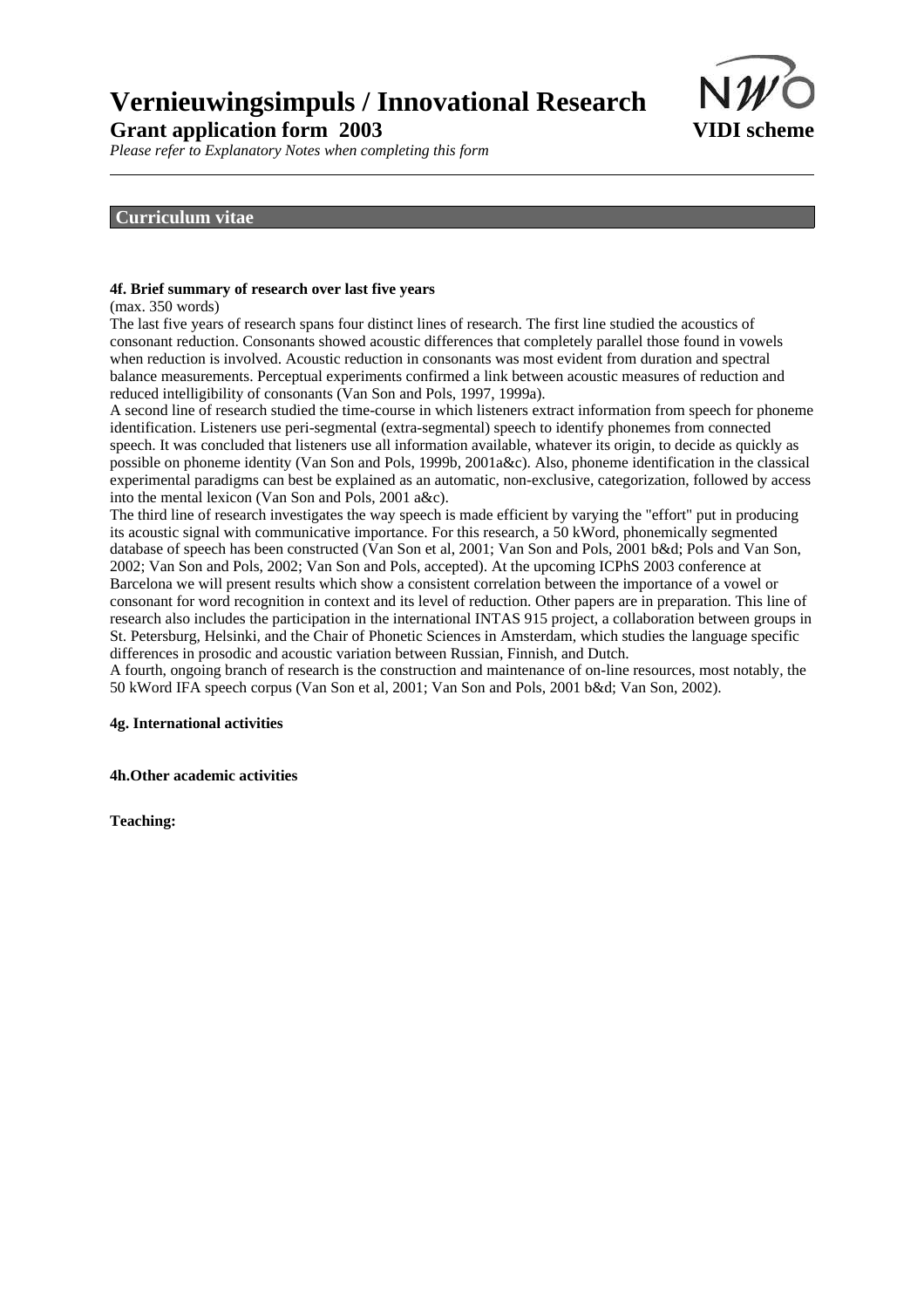# Vernieuwingsimpuls / Innovational Research

**Grant application form 2003** **VIDI scheme**

*Please refer to Explanatory Notes when completing this form*

## Curriculum vitae

**4f. Brief summary of research over last five years**

(max. 350 words)

The last five years of research spans four distinct lines of research. The first line studied the acoustics of consonant reduction. Consonants showed acoustic differences that completely parallel those found in vowels when reduction is involved. Acoustic reduction in consonants was most evident from duration and spectral balance measurements. Perceptual experiments confirmed a link between acoustic measures of reduction and reduced intelligibility of consonants (Van Son and Pols, 1997, 1999a).

A second line of research studied the time-course in which listeners extract information from speech for phoneme identification. Listeners use peri-segmental (extra-segmental) speech to identify phonemes from connected speech. It was concluded that listeners use all information available, whatever its origin, to decide as quickly as possible on phoneme identity (Van Son and Pols, 1999b, 2001a&c). Also, phoneme identification in the classical experimental paradigms can best be explained as an automatic, non-exclusive, categorization, followed by access into the mental lexicon (Van Son and Pols, 2001 a&c).

The third line of research investigates the way speech is made efficient by varying the "effort" put in producing its acoustic signal with communicative importance. For this research, a 50 kWord, phonemically segmented database of speech has been constructed (Van Son et al, 2001; Van Son and Pols, 2001 b&d; Pols and Van Son, 2002; Van Son and Pols, 2002; Van Son and Pols, accepted). At the upcoming ICPhS 2003 conference at Barcelona we will present results which show a consistent correlation between the importance of a vowel or consonant for word recognition in context and its level of reduction. Other papers are in preparation. This line of research also includes the participation in the international INTAS 915 project, a collaboration between groups in St. Petersburg, Helsinki, and the Chair of Phonetic Sciences in Amsterdam, which studies the language specific differences in prosodic and acoustic variation between Russian, Finnish, and Dutch.

A fourth, ongoing branch of research is the construction and maintenance of on-line resources, most notably, the 50 kWord IFA speech corpus (Van Son et al, 2001; Van Son and Pols, 2001 b&d; Van Son, 2002).

**4g. International activities**

**4h.Other academic activities**

**Teaching:**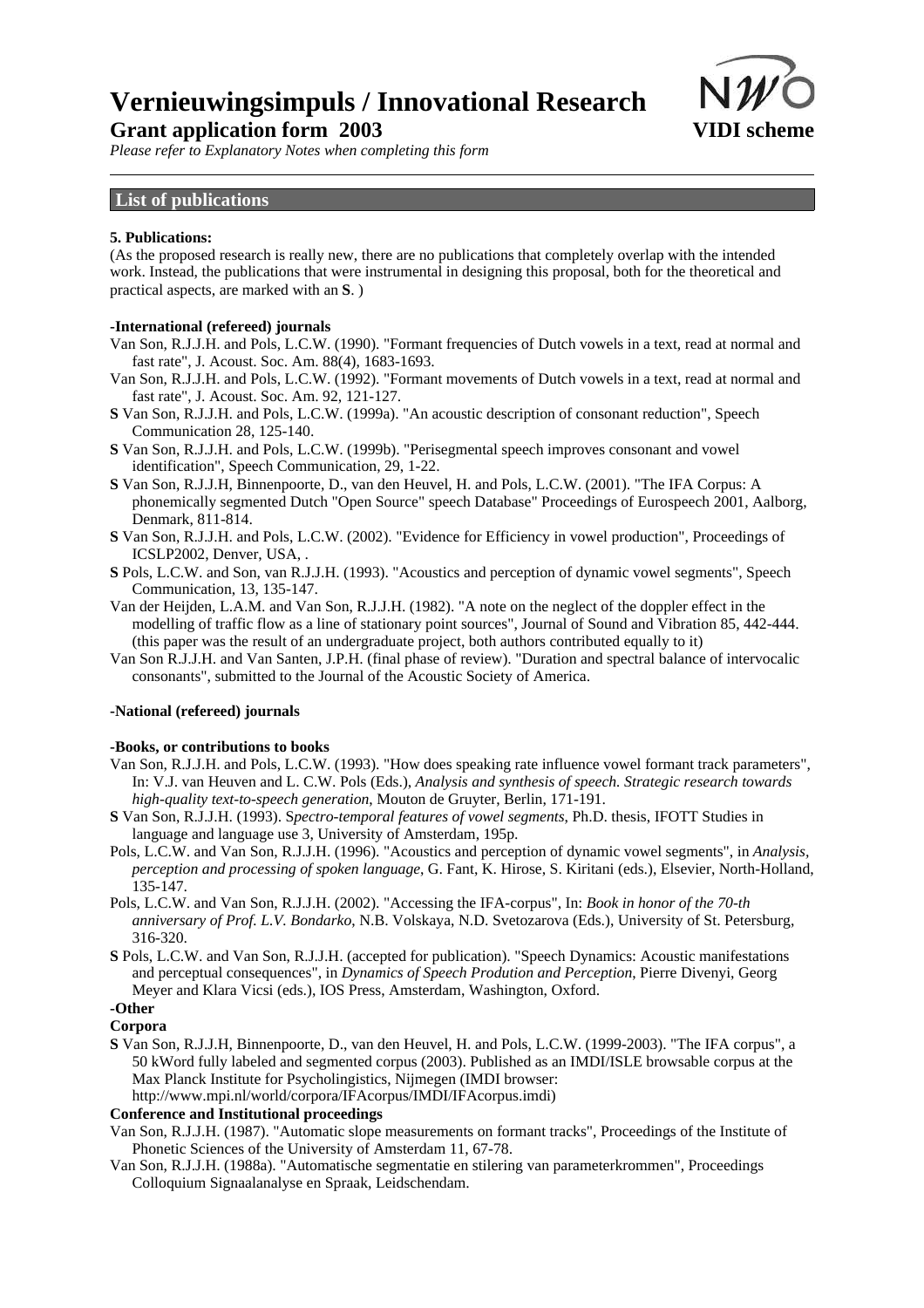# Vernieuwingsimpuls / Innovational Research

**Grant application form 2003** **VIDI scheme**

*Please refer to Explanatory Notes when completing this form*

## List of publications

**5. Publications:**

(As the proposed research is really new, there are no publications that completely overlap with the intended work. Instead, the publications that were instrumental in designing this proposal, both for the theoretical and practical aspects, are marked with an **S**. )

**-International (refereed) journals**

Van Son, R.J.J.H. and Pols, L.C.W. (1990). "Formant frequencies of Dutch vowels in a text, read at normal and fast rate", J. Acoust. Soc. Am. 88(4), 1683-1693.

Van Son, R.J.J.H. and Pols, L.C.W. (1992). "Formant movements of Dutch vowels in a text, read at normal and fast rate", J. Acoust. Soc. Am. 92, 121-127.

**S** Van Son, R.J.J.H. and Pols, L.C.W. (1999a). "An acoustic description of consonant reduction", Speech Communication 28, 125-140.

**S** Van Son, R.J.J.H. and Pols, L.C.W. (1999b). "Perisegmental speech improves consonant and vowel identification", Speech Communication, 29, 1-22.

**S** Van Son, R.J.J.H, Binnenpoorte, D., van den Heuvel, H. and Pols, L.C.W. (2001). "The IFA Corpus: A phonemically segmented Dutch "Open Source" speech Database" Proceedings of Eurospeech 2001, Aalborg, Denmark, 811-814.

**S** Van Son, R.J.J.H. and Pols, L.C.W. (2002). "Evidence for Efficiency in vowel production", Proceedings of ICSLP2002, Denver, USA, .

**S** Pols, L.C.W. and Son, van R.J.J.H. (1993). "Acoustics and perception of dynamic vowel segments", Speech Communication, 13, 135-147.

Van der Heijden, L.A.M. and Van Son, R.J.J.H. (1982). "A note on the neglect of the doppler effect in the modelling of traffic flow as a line of stationary point sources", Journal of Sound and Vibration 85, 442-444. (this paper was the result of an undergraduate project, both authors contributed equally to it)

Van Son R.J.J.H. and Van Santen, J.P.H. (final phase of review). "Duration and spectral balance of intervocalic consonants", submitted to the Journal of the Acoustic Society of America.

**-National (refereed) journals**

**-Books, or contributions to books**

Van Son, R.J.J.H. and Pols, L.C.W. (1993). "How does speaking rate influence vowel formant track parameters", In: V.J. van Heuven and L. C.W. Pols (Eds.), *Analysis and synthesis of speech. Strategic research towards high-quality text-to-speech generation*, Mouton de Gruyter, Berlin, 171-191.

**S** Van Son, R.J.J.H. (1993). S*pectro-temporal features of vowel segments*, Ph.D. thesis, IFOTT Studies in language and language use 3, University of Amsterdam, 195p.

Pols, L.C.W. and Van Son, R.J.J.H. (1996). "Acoustics and perception of dynamic vowel segments", in *Analysis, perception and processing of spoken language*, G. Fant, K. Hirose, S. Kiritani (eds.), Elsevier, North-Holland, 135-147.

Pols, L.C.W. and Van Son, R.J.J.H. (2002). "Accessing the IFA-corpus", In: *Book in honor of the 70-th anniversary of Prof. L.V. Bondarko*, N.B. Volskaya, N.D. Svetozarova (Eds.), University of St. Petersburg, 316-320.

**S** Pols, L.C.W. and Van Son, R.J.J.H. (accepted for publication). "Speech Dynamics: Acoustic manifestations and perceptual consequences", in *Dynamics of Speech Prodution and Perception*, Pierre Divenyi, Georg Meyer and Klara Vicsi (eds.), IOS Press, Amsterdam, Washington, Oxford.

**-Other**

**Corpora**

**S** Van Son, R.J.J.H, Binnenpoorte, D., van den Heuvel, H. and Pols, L.C.W. (1999-2003). "The IFA corpus", a 50 kWord fully labeled and segmented corpus (2003). Published as an IMDI/ISLE browsable corpus at the Max Planck Institute for Psycholingistics, Nijmegen (IMDI browser: http://www.mpi.nl/world/corpora/IFAcorpus/IMDI/IFAcorpus.imdi)

**Conference and Institutional proceedings**

Van Son, R.J.J.H. (1987). "Automatic slope measurements on formant tracks", Proceedings of the Institute of Phonetic Sciences of the University of Amsterdam 11, 67-78.

Van Son, R.J.J.H. (1988a). "Automatische segmentatie en stilering van parameterkrommen", Proceedings Colloquium Signaalanalyse en Spraak, Leidschendam.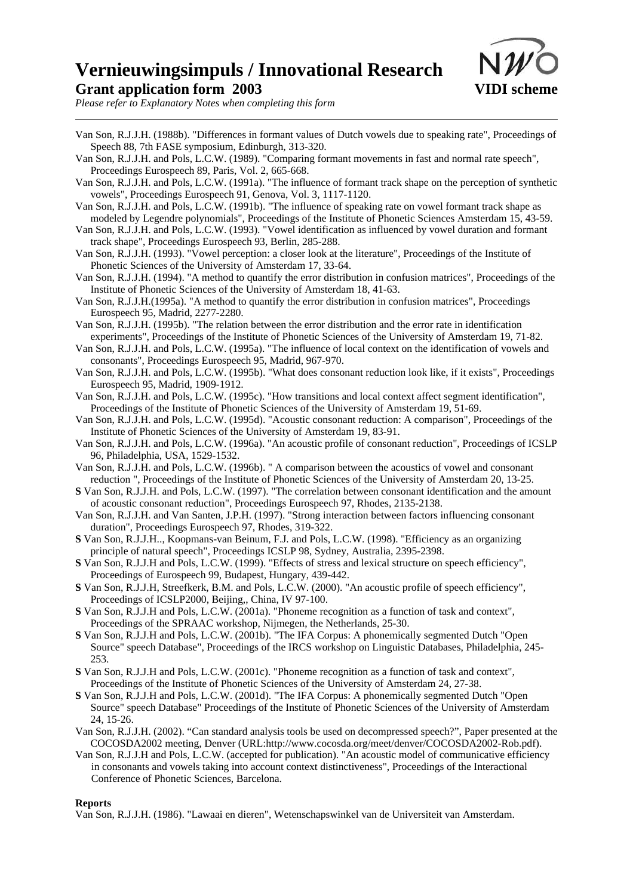Van Son, R.J.J.H. (1988b). "Differences in formant values of Dutch vowels due to speaking rate", Proceedings of Speech 88, 7th FASE symposium, Edinburgh, 313-320.

Van Son, R.J.J.H. and Pols, L.C.W. (1989). "Comparing formant movements in fast and normal rate speech", Proceedings Eurospeech 89, Paris, Vol. 2, 665-668.

Van Son, R.J.J.H. and Pols, L.C.W. (1991a). "The influence of formant track shape on the perception of synthetic vowels", Proceedings Eurospeech 91, Genova, Vol. 3, 1117-1120.

Van Son, R.J.J.H. and Pols, L.C.W. (1991b). "The influence of speaking rate on vowel formant track shape as modeled by Legendre polynomials", Proceedings of the Institute of Phonetic Sciences Amsterdam 15, 43-59.

Van Son, R.J.J.H. and Pols, L.C.W. (1993). "Vowel identification as influenced by vowel duration and formant track shape", Proceedings Eurospeech 93, Berlin, 285-288.

Van Son, R.J.J.H. (1993). "Vowel perception: a closer look at the literature", Proceedings of the Institute of Phonetic Sciences of the University of Amsterdam 17, 33-64.

Van Son, R.J.J.H. (1994). "A method to quantify the error distribution in confusion matrices", Proceedings of the Institute of Phonetic Sciences of the University of Amsterdam 18, 41-63.

Van Son, R.J.J.H.(1995a). "A method to quantify the error distribution in confusion matrices", Proceedings Eurospeech 95, Madrid, 2277-2280.

Van Son, R.J.J.H. (1995b). "The relation between the error distribution and the error rate in identification experiments", Proceedings of the Institute of Phonetic Sciences of the University of Amsterdam 19, 71-82.

Van Son, R.J.J.H. and Pols, L.C.W. (1995a). "The influence of local context on the identification of vowels and consonants", Proceedings Eurospeech 95, Madrid, 967-970.

Van Son, R.J.J.H. and Pols, L.C.W. (1995b). "What does consonant reduction look like, if it exists", Proceedings Eurospeech 95, Madrid, 1909-1912.

Van Son, R.J.J.H. and Pols, L.C.W. (1995c). "How transitions and local context affect segment identification", Proceedings of the Institute of Phonetic Sciences of the University of Amsterdam 19, 51-69.

Van Son, R.J.J.H. and Pols, L.C.W. (1995d). "Acoustic consonant reduction: A comparison", Proceedings of the Institute of Phonetic Sciences of the University of Amsterdam 19, 83-91.

Van Son, R.J.J.H. and Pols, L.C.W. (1996a). "An acoustic profile of consonant reduction", Proceedings of ICSLP 96, Philadelphia, USA, 1529-1532.

Van Son, R.J.J.H. and Pols, L.C.W. (1996b). " A comparison between the acoustics of vowel and consonant reduction ", Proceedings of the Institute of Phonetic Sciences of the University of Amsterdam 20, 13-25.

**S** Van Son, R.J.J.H. and Pols, L.C.W. (1997). "The correlation between consonant identification and the amount of acoustic consonant reduction", Proceedings Eurospeech 97, Rhodes, 2135-2138.

Van Son, R.J.J.H. and Van Santen, J.P.H. (1997). "Strong interaction between factors influencing consonant duration", Proceedings Eurospeech 97, Rhodes, 319-322.

**S** Van Son, R.J.J.H.., Koopmans-van Beinum, F.J. and Pols, L.C.W. (1998). "Efficiency as an organizing principle of natural speech", Proceedings ICSLP 98, Sydney, Australia, 2395-2398.

**S** Van Son, R.J.J.H and Pols, L.C.W. (1999). "Effects of stress and lexical structure on speech efficiency", Proceedings of Eurospeech 99, Budapest, Hungary, 439-442.

**S** Van Son, R.J.J.H, Streefkerk, B.M. and Pols, L.C.W. (2000). "An acoustic profile of speech efficiency", Proceedings of ICSLP2000, Beijing,, China, IV 97-100.

**S** Van Son, R.J.J.H and Pols, L.C.W. (2001a). "Phoneme recognition as a function of task and context", Proceedings of the SPRAAC workshop, Nijmegen, the Netherlands, 25-30.

**S** Van Son, R.J.J.H and Pols, L.C.W. (2001b). "The IFA Corpus: A phonemically segmented Dutch "Open Source" speech Database", Proceedings of the IRCS workshop on Linguistic Databases, Philadelphia, 245-253.

**S** Van Son, R.J.J.H and Pols, L.C.W. (2001c). "Phoneme recognition as a function of task and context", Proceedings of the Institute of Phonetic Sciences of the University of Amsterdam 24, 27-38.

**S** Van Son, R.J.J.H and Pols, L.C.W. (2001d). "The IFA Corpus: A phonemically segmented Dutch "Open Source" speech Database" Proceedings of the Institute of Phonetic Sciences of the University of Amsterdam 24, 15-26.

Van Son, R.J.J.H. (2002). "Can standard analysis tools be used on decompressed speech?", Paper presented at the COCOSDA2002 meeting, Denver (URL:http://www.cocosda.org/meet/denver/COCOSDA2002-Rob.pdf).

Van Son, R.J.J.H and Pols, L.C.W. (accepted for publication). "An acoustic model of communicative efficiency in consonants and vowels taking into account context distinctiveness", Proceedings of the Interactional Conference of Phonetic Sciences, Barcelona.

**Reports**

Van Son, R.J.J.H. (1986). "Lawaai en dieren", Wetenschapswinkel van de Universiteit van Amsterdam.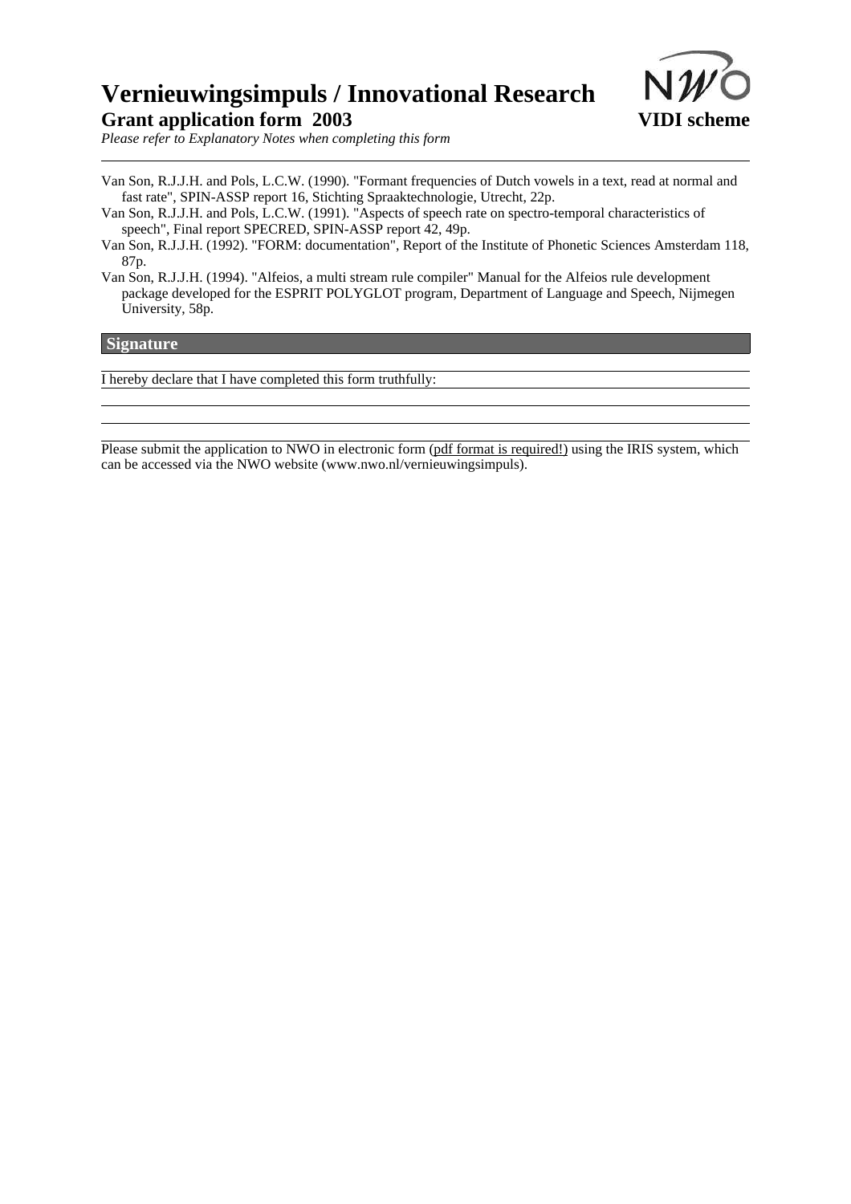Van Son, R.J.J.H. and Pols, L.C.W. (1990). "Formant frequencies of Dutch vowels in a text, read at normal and fast rate", SPIN-ASSP report 16, Stichting Spraaktechnologie, Utrecht, 22p.

Van Son, R.J.J.H. and Pols, L.C.W. (1991). "Aspects of speech rate on spectro-temporal characteristics of speech", Final report SPECRED, SPIN-ASSP report 42, 49p.

Van Son, R.J.J.H. (1992). "FORM: documentation", Report of the Institute of Phonetic Sciences Amsterdam 118, 87p.

Van Son, R.J.J.H. (1994). "Alfeios, a multi stream rule compiler" Manual for the Alfeios rule development package developed for the ESPRIT POLYGLOT program, Department of Language and Speech, Nijmegen University, 58p.

## Signature

I hereby declare that I have completed this form truthfully:

Please submit the application to NWO in electronic form (pdf format is required!) using the IRIS system, which can be accessed via the NWO website (www.nwo.nl/vernieuwingsimpuls).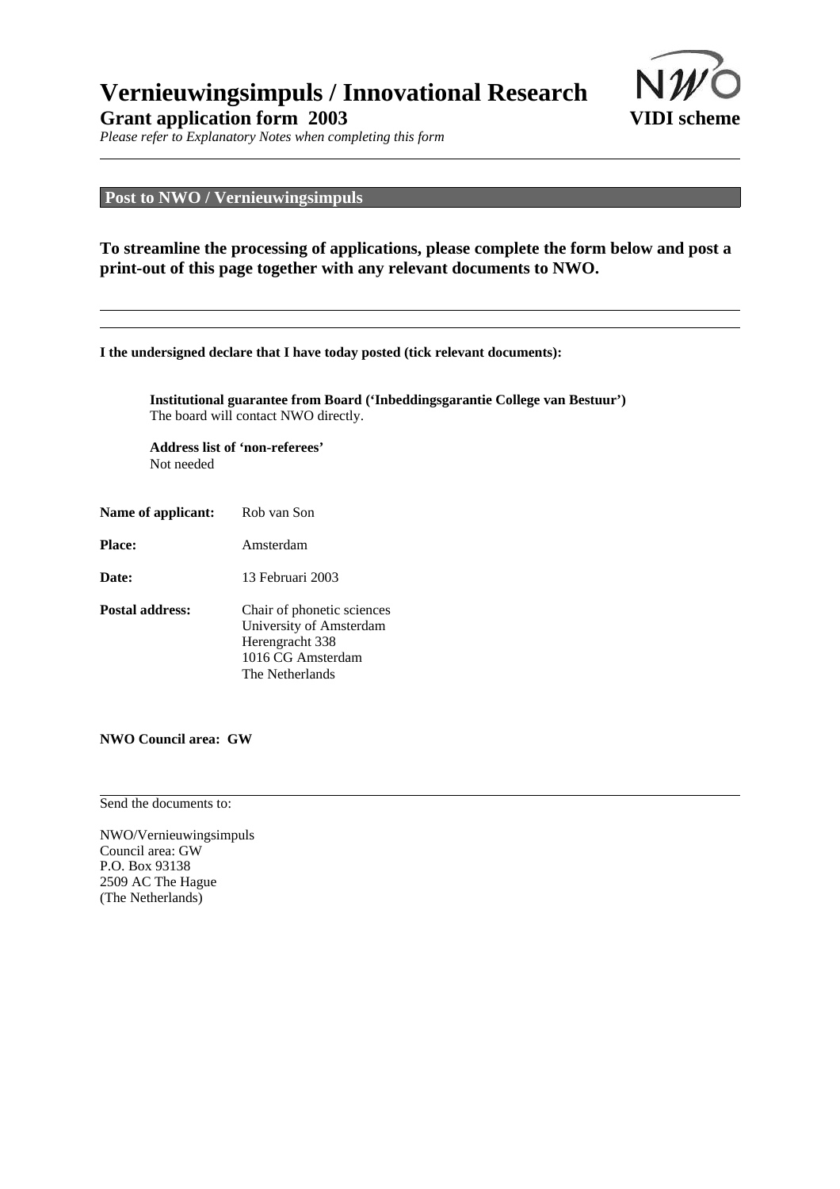# Vernieuwingsimpuls / Innovational Research

**Grant application form 2003** **VIDI scheme**

*Please refer to Explanatory Notes when completing this form*

---

**Post to NWO / Vernieuwingsimpuls**

**To streamline the processing of applications, please complete the form below and post a print-out of this page together with any relevant documents to NWO.**

---

**I the undersigned declare that I have today posted (tick relevant documents):**

**Institutional guarantee from Board ('Inbeddingsgarantie College van Bestuur')**
The board will contact NWO directly.

**Address list of 'non-referees'**
Not needed

**Name of applicant:** Rob van Son

**Place:** Amsterdam

**Date:** 13 Februari 2003

**Postal address:** Chair of phonetic sciences
University of Amsterdam
Herengracht 338
1016 CG Amsterdam
The Netherlands

**NWO Council area: GW**

---

Send the documents to:

NWO/Vernieuwingsimpuls
Council area: GW
P.O. Box 93138
2509 AC The Hague
(The Netherlands)